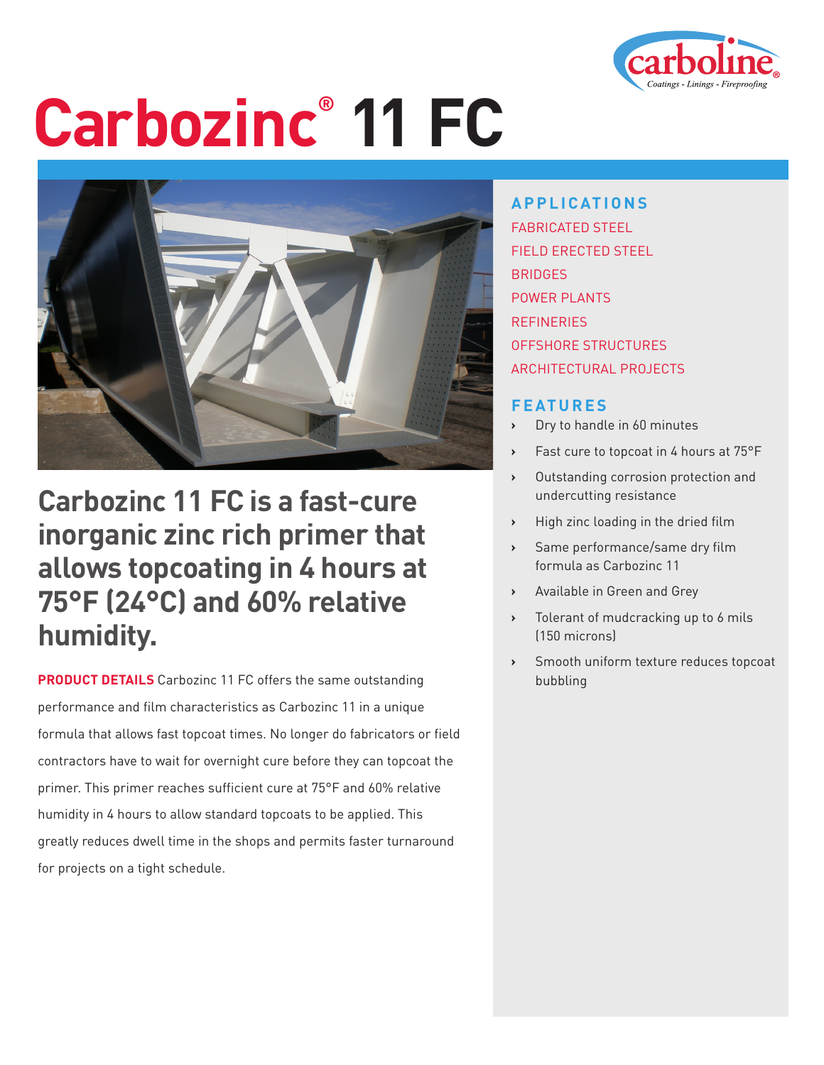# Carbozinc® 11 FC

## Carbozinc 11 FC is a fast-cure inorganic zinc rich primer that allows topcoating in 4 hours at 75°F (24°C) and 60% relative humidity.

**PRODUCT DETAILS** Carbozinc 11 FC offers the same outstanding performance and film characteristics as Carbozinc 11 in a unique formula that allows fast topcoat times. No longer do fabricators or field contractors have to wait for overnight cure before they can topcoat the primer. This primer reaches sufficient cure at 75°F and 60% relative humidity in 4 hours to allow standard topcoats to be applied. This greatly reduces dwell time in the shops and permits faster turnaround for projects on a tight schedule.

### APPLICATIONS

FABRICATED STEEL
FIELD ERECTED STEEL
BRIDGES
POWER PLANTS
REFINERIES
OFFSHORE STRUCTURES
ARCHITECTURAL PROJECTS

### FEATURES

- Dry to handle in 60 minutes
- Fast cure to topcoat in 4 hours at 75°F
- Outstanding corrosion protection and undercutting resistance
- High zinc loading in the dried film
- Same performance/same dry film formula as Carbozinc 11
- Available in Green and Grey
- Tolerant of mudcracking up to 6 mils (150 microns)
- Smooth uniform texture reduces topcoat bubbling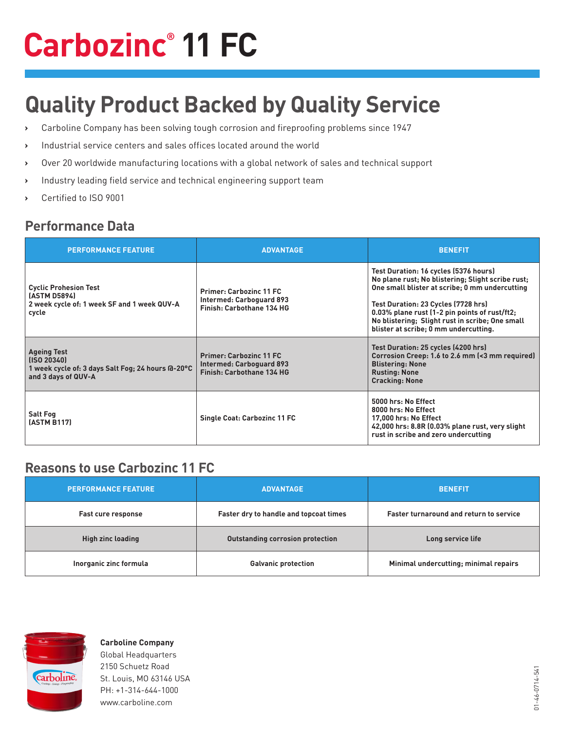# Carbozinc® 11 FC

## Quality Product Backed by Quality Service

- Carboline Company has been solving tough corrosion and fireproofing problems since 1947
- Industrial service centers and sales offices located around the world
- Over 20 worldwide manufacturing locations with a global network of sales and technical support
- Industry leading field service and technical engineering support team
- Certified to ISO 9001

### Performance Data

| PERFORMANCE FEATURE | ADVANTAGE | BENEFIT |
|---|---|---|
| **Cyclic Prohesion Test (ASTM D5894)**<br>**2 week cycle of: 1 week SF and 1 week QUV-A cycle** | **Primer: Carbozinc 11 FC**<br>**Intermed: Carboguard 893**<br>**Finish: Carbothane 134 HG** | **Test Duration: 16 cycles (5376 hours)**<br>**No plane rust; No blistering; Slight scribe rust; One small blister at scribe; 0 mm undercutting**<br><br>**Test Duration: 23 Cycles (7728 hrs)**<br>**0.03% plane rust (1-2 pin points of rust/ft2; No blistering; Slight rust in scribe; One small blister at scribe; 0 mm undercutting.** |
| **Ageing Test (ISO 20340)**<br>**1 week cycle of: 3 days Salt Fog; 24 hours @-20°C and 3 days of QUV-A** | **Primer: Carbozinc 11 FC**<br>**Intermed: Carboguard 893**<br>**Finish: Carbothane 134 HG** | **Test Duration: 25 cycles (4200 hrs)**<br>**Corrosion Creep: 1.6 to 2.6 mm (<3 mm required)**<br>**Blistering: None**<br>**Rusting: None**<br>**Cracking: None** |
| **Salt Fog (ASTM B117)** | **Single Coat: Carbozinc 11 FC** | **5000 hrs: No Effect**<br>**8000 hrs: No Effect**<br>**17,000 hrs: No Effect**<br>**42,000 hrs: 8.8R (0.03% plane rust, very slight rust in scribe and zero undercutting** |

### Reasons to use Carbozinc 11 FC

| PERFORMANCE FEATURE | ADVANTAGE | BENEFIT |
|---|---|---|
| **Fast cure response** | **Faster dry to handle and topcoat times** | **Faster turnaround and return to service** |
| **High zinc loading** | **Outstanding corrosion protection** | **Long service life** |
| **Inorganic zinc formula** | **Galvanic protection** | **Minimal undercutting; minimal repairs** |

**Carboline Company**
Global Headquarters
2150 Schuetz Road
St. Louis, MO 63146 USA
PH: +1-314-644-1000
www.carboline.com

01-46-0714-541